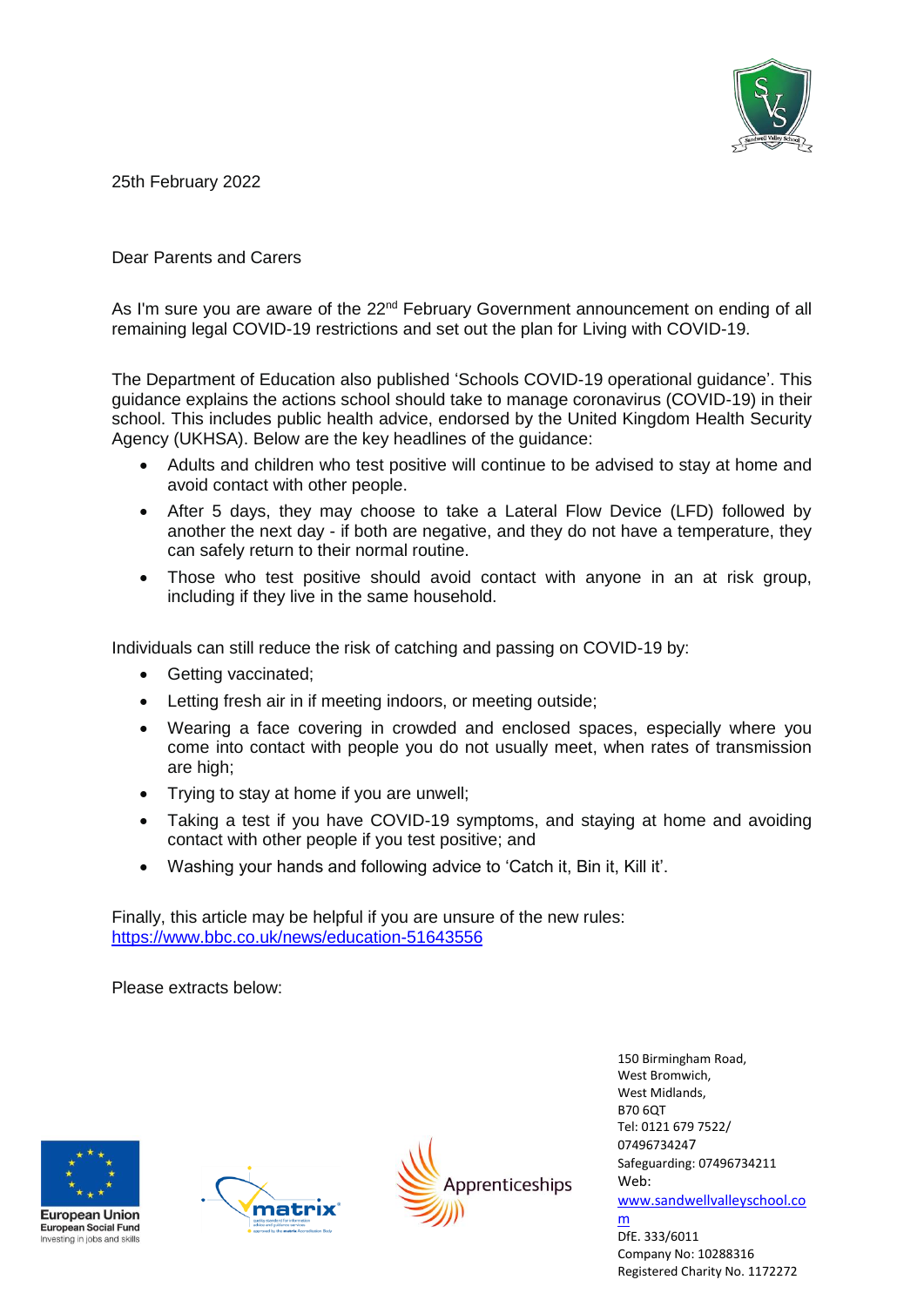25th February 2022

Dear Parents and Carers

As I'm sure you are aware of the 22nd February Government announcement on ending of all remaining legal COVID-19 restrictions and set out the plan for Living with COVID-19.

The Department of Education also published 'Schools COVID-19 operational guidance'. This guidance explains the actions school should take to manage coronavirus (COVID-19) in their school. This includes public health advice, endorsed by the United Kingdom Health Security Agency (UKHSA). Below are the key headlines of the guidance:

- Adults and children who test positive will continue to be advised to stay at home and avoid contact with other people.
- After 5 days, they may choose to take a Lateral Flow Device (LFD) followed by another the next day - if both are negative, and they do not have a temperature, they can safely return to their normal routine.
- Those who test positive should avoid contact with anyone in an at risk group, including if they live in the same household.

Individuals can still reduce the risk of catching and passing on COVID-19 by:

- Getting vaccinated;
- Letting fresh air in if meeting indoors, or meeting outside;
- Wearing a face covering in crowded and enclosed spaces, especially where you come into contact with people you do not usually meet, when rates of transmission are high;
- Trying to stay at home if you are unwell;
- Taking a test if you have COVID-19 symptoms, and staying at home and avoiding contact with other people if you test positive; and
- Washing your hands and following advice to 'Catch it, Bin it, Kill it'.

Finally, this article may be helpful if you are unsure of the new rules:
https://www.bbc.co.uk/news/education-51643556

Please extracts below:

150 Birmingham Road,
West Bromwich,
West Midlands,
B70 6QT
Tel: 0121 679 7522/
07496734247
Safeguarding: 07496734211
Web:
www.sandwellvalleyschool.com
DfE. 333/6011
Company No: 10288316
Registered Charity No. 1172272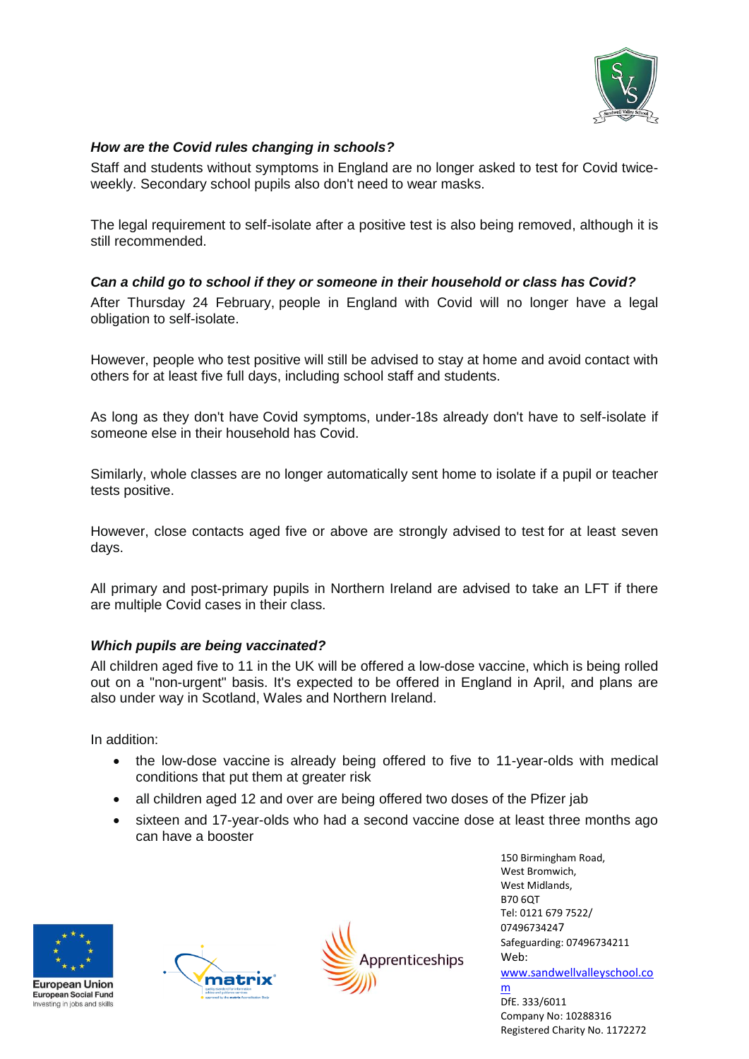### *How are the Covid rules changing in schools?*

Staff and students without symptoms in England are no longer asked to test for Covid twice-weekly. Secondary school pupils also don't need to wear masks.

The legal requirement to self-isolate after a positive test is also being removed, although it is still recommended.

### *Can a child go to school if they or someone in their household or class has Covid?*

After Thursday 24 February, people in England with Covid will no longer have a legal obligation to self-isolate.

However, people who test positive will still be advised to stay at home and avoid contact with others for at least five full days, including school staff and students.

As long as they don't have Covid symptoms, under-18s already don't have to self-isolate if someone else in their household has Covid.

Similarly, whole classes are no longer automatically sent home to isolate if a pupil or teacher tests positive.

However, close contacts aged five or above are strongly advised to test for at least seven days.

All primary and post-primary pupils in Northern Ireland are advised to take an LFT if there are multiple Covid cases in their class.

### *Which pupils are being vaccinated?*

All children aged five to 11 in the UK will be offered a low-dose vaccine, which is being rolled out on a "non-urgent" basis. It's expected to be offered in England in April, and plans are also under way in Scotland, Wales and Northern Ireland.

In addition:

- the low-dose vaccine is already being offered to five to 11-year-olds with medical conditions that put them at greater risk
- all children aged 12 and over are being offered two doses of the Pfizer jab
- sixteen and 17-year-olds who had a second vaccine dose at least three months ago can have a booster

150 Birmingham Road,
West Bromwich,
West Midlands,
B70 6QT
Tel: 0121 679 7522/ 07496734247
Safeguarding: 07496734211
Web: www.sandwellvalleyschool.com
DfE. 333/6011
Company No: 10288316
Registered Charity No. 1172272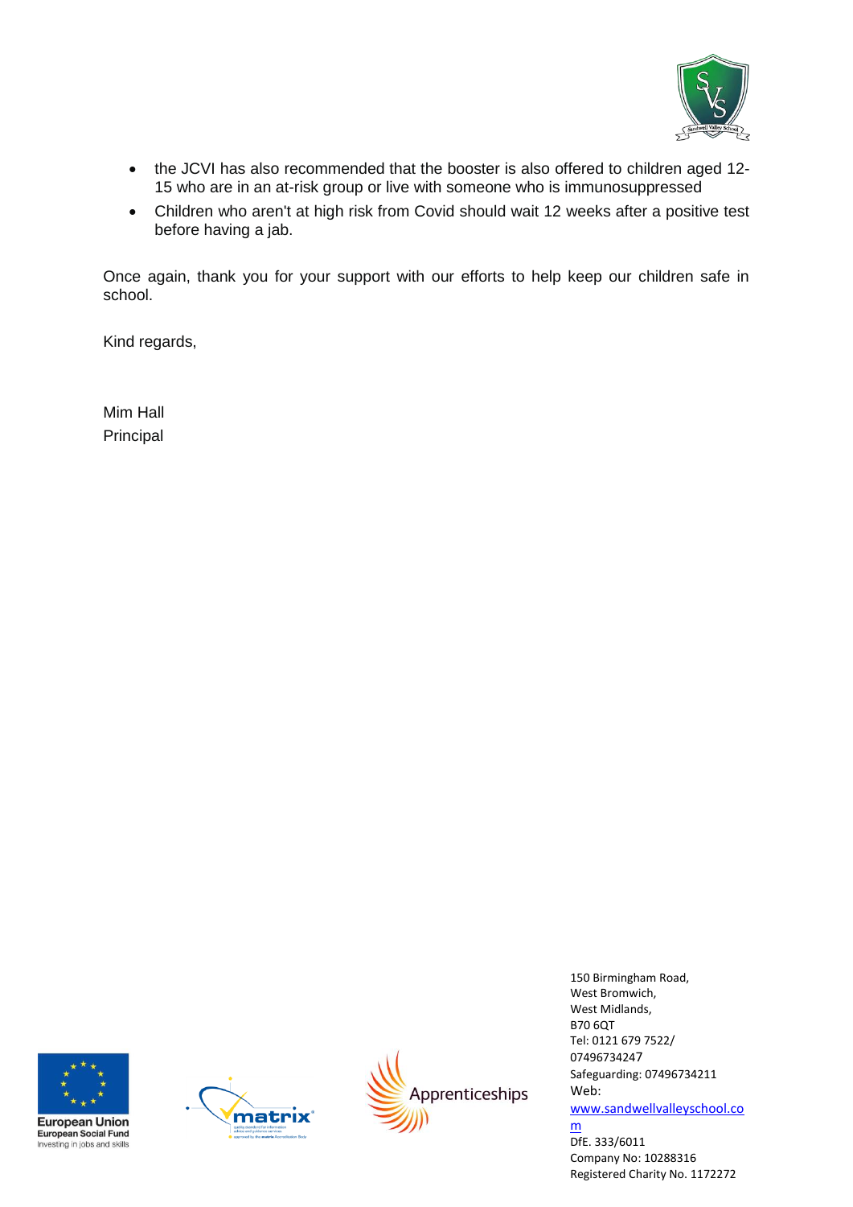- the JCVI has also recommended that the booster is also offered to children aged 12-15 who are in an at-risk group or live with someone who is immunosuppressed
- Children who aren't at high risk from Covid should wait 12 weeks after a positive test before having a jab.

Once again, thank you for your support with our efforts to help keep our children safe in school.

Kind regards,

Mim Hall
Principal

150 Birmingham Road,
West Bromwich,
West Midlands,
B70 6QT
Tel: 0121 679 7522/ 07496734247
Safeguarding: 07496734211
Web: www.sandwellvalleyschool.com
DfE. 333/6011
Company No: 10288316
Registered Charity No. 1172272